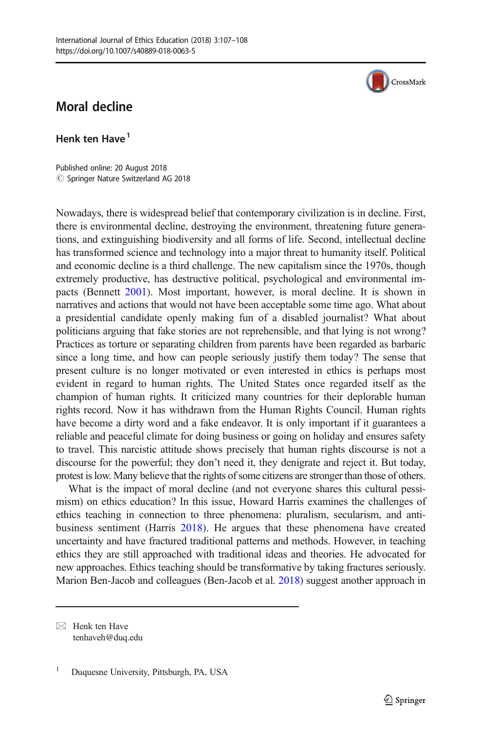# Moral decline

**Henk ten Have**[1]

Published online: 20 August 2018
© Springer Nature Switzerland AG 2018

Nowadays, there is widespread belief that contemporary civilization is in decline. First, there is environmental decline, destroying the environment, threatening future generations, and extinguishing biodiversity and all forms of life. Second, intellectual decline has transformed science and technology into a major threat to humanity itself. Political and economic decline is a third challenge. The new capitalism since the 1970s, though extremely productive, has destructive political, psychological and environmental impacts (Bennett 2001). Most important, however, is moral decline. It is shown in narratives and actions that would not have been acceptable some time ago. What about a presidential candidate openly making fun of a disabled journalist? What about politicians arguing that fake stories are not reprehensible, and that lying is not wrong? Practices as torture or separating children from parents have been regarded as barbaric since a long time, and how can people seriously justify them today? The sense that present culture is no longer motivated or even interested in ethics is perhaps most evident in regard to human rights. The United States once regarded itself as the champion of human rights. It criticized many countries for their deplorable human rights record. Now it has withdrawn from the Human Rights Council. Human rights have become a dirty word and a fake endeavor. It is only important if it guarantees a reliable and peaceful climate for doing business or going on holiday and ensures safety to travel. This narcistic attitude shows precisely that human rights discourse is not a discourse for the powerful; they don't need it, they denigrate and reject it. But today, protest is low. Many believe that the rights of some citizens are stronger than those of others.

What is the impact of moral decline (and not everyone shares this cultural pessimism) on ethics education? In this issue, Howard Harris examines the challenges of ethics teaching in connection to three phenomena: pluralism, secularism, and anti-business sentiment (Harris 2018). He argues that these phenomena have created uncertainty and have fractured traditional patterns and methods. However, in teaching ethics they are still approached with traditional ideas and theories. He advocated for new approaches. Ethics teaching should be transformative by taking fractures seriously. Marion Ben-Jacob and colleagues (Ben-Jacob et al. 2018) suggest another approach in

---

✉ Henk ten Have
tenhaveh@duq.edu

[1] Duquesne University, Pittsburgh, PA, USA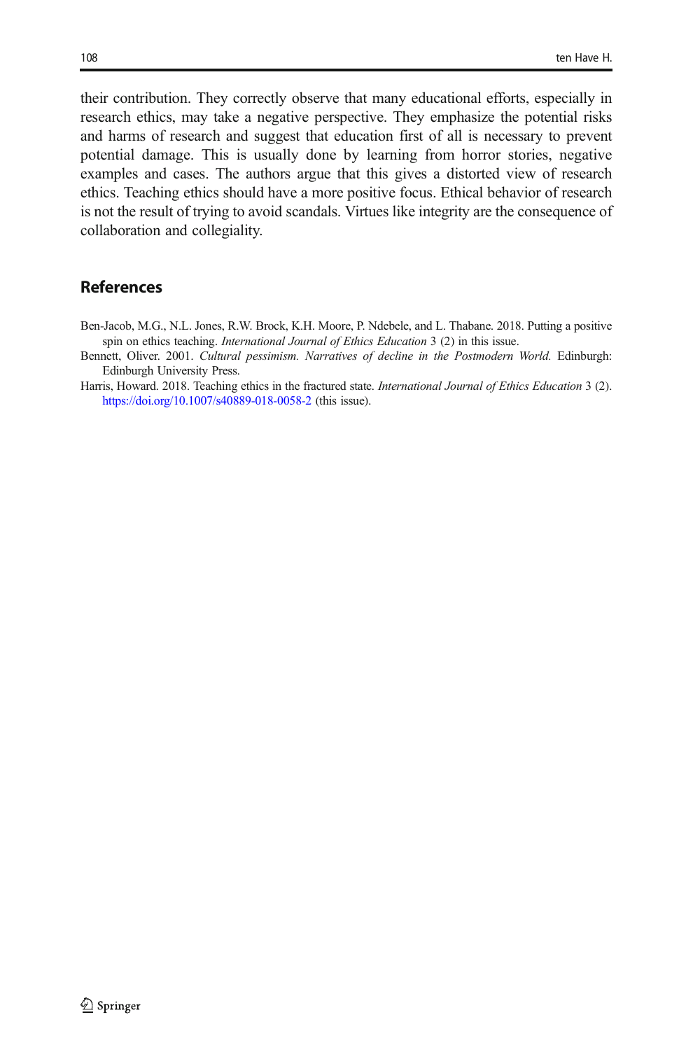their contribution. They correctly observe that many educational efforts, especially in research ethics, may take a negative perspective. They emphasize the potential risks and harms of research and suggest that education first of all is necessary to prevent potential damage. This is usually done by learning from horror stories, negative examples and cases. The authors argue that this gives a distorted view of research ethics. Teaching ethics should have a more positive focus. Ethical behavior of research is not the result of trying to avoid scandals. Virtues like integrity are the consequence of collaboration and collegiality.

## References

Ben-Jacob, M.G., N.L. Jones, R.W. Brock, K.H. Moore, P. Ndebele, and L. Thabane. 2018. Putting a positive spin on ethics teaching. *International Journal of Ethics Education* 3 (2) in this issue.

Bennett, Oliver. 2001. *Cultural pessimism. Narratives of decline in the Postmodern World.* Edinburgh: Edinburgh University Press.

Harris, Howard. 2018. Teaching ethics in the fractured state. *International Journal of Ethics Education* 3 (2). https://doi.org/10.1007/s40889-018-0058-2 (this issue).